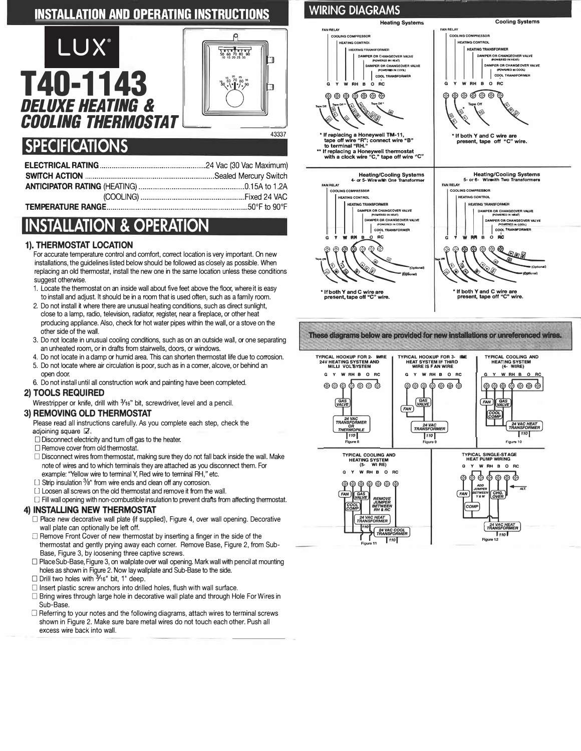# INSTALLATION AND OPERATING INSTRUCTIONS

LUX®

# T40-1143

## DELUXE HEATING & COOLING THERMOSTAT

43337

## SPECIFICATIONS

**ELECTRICAL RATING** ....................24 Vac (30 Vac Maximum)

**SWITCH ACTION** ....................Sealed Mercury Switch

**ANTICIPATOR RATING** (HEATING) ....................0.15A to 1.2A

(COOLING) ....................Fixed 24 VAC

**TEMPERATURE RANGE**....................50°F to 90°F

## INSTALLATION & OPERATION

### 1). THERMOSTAT LOCATION

For accurate temperature control and comfort, correct location is very important. On new installations, the guidelines listed below should be followed as closely as possible. When replacing an old thermostat, install the new one in the same location unless these conditions suggest otherwise.

1. Locate the thermostat on an inside wall about five feet above the floor, where it is easy to install and adjust. It should be in a room that is used often, such as a family room.
2. Do not install it where there are unusual heating conditions, such as direct sunlight, close to a lamp, radio, television, radiator, register, near a fireplace, or other heat producing appliance. Also, check for hot water pipes within the wall, or a stove on the other side of the wall.
3. Do not locate in unusual cooling conditions, such as on an outside wall, or one separating an unheated room, or in drafts from stairwells, doors, or windows.
4. Do not locate in a damp or humid area. This can shorten thermostat life due to corrosion.
5. Do not locate where air circulation is poor, such as in a corner, alcove, or behind an open door.
6. Do not install until all construction work and painting have been completed.

### 2) TOOLS REQUIRED

Wirestripper or knife, drill with 3/16" bit, screwdriver, level and a pencil.

### 3) REMOVING OLD THERMOSTAT

Please read all instructions carefully. As you complete each step, check the adjoining square ☑.

- ☐ Disconnect electricity and turn off gas to the heater.
- ☐ Remove cover from old thermostat.
- ☐ Disconnect wires from thermostat, making sure they do not fall back inside the wall. Make note of wires and to which terminals they are attached as you disconnect them. For example: "Yellow wire to terminal Y, Red wire to terminal RH," etc.
- ☐ Strip insulation 3/8" from wire ends and clean off any corrosion.
- ☐ Loosen all screws on the old thermostat and remove it from the wall.
- ☐ Fill wall opening with non-combustible insulation to prevent drafts from affecting thermostat.

### 4) INSTALLING NEW THERMOSTAT

- ☐ Place new decorative wall plate (if supplied), Figure 4, over wall opening. Decorative wall plate can optionally be left off.
- ☐ Remove Front Cover of new thermostat by inserting a finger in the side of the thermostat and gently prying away each corner. Remove Base, Figure 2, from Sub-Base, Figure 3, by loosening three captive screws.
- ☐ Place Sub-Base, Figure 3, on wallplate over wall opening. Mark wall with pencil at mounting holes as shown in Figure 2. Now lay wallplate and Sub-Base to the side.
- ☐ Drill two holes with 3/16" bit, 1" deep.
- ☐ Insert plastic screw anchors into drilled holes, flush with wall surface.
- ☐ Bring wires through large hole in decorative wall plate and through Hole For Wires in Sub-Base.
- ☐ Referring to your notes and the following diagrams, attach wires to terminal screws shown in Figure 2. Make sure bare metal wires do not touch each other. Push all excess wire back into wall.

## WIRING DIAGRAMS

**Heating Systems**

FAN RELAY / COOLING COMPRESSOR / HEATING CONTROL / HEATING TRANSFORMER / DAMPER OR CHANGEOVER VALVE (POWERED IN HEAT) / DAMPER OR CHANGEOVER VALVE (POWERED IN COOL) / COOL TRANSFORMER

G Y W RH B O RC

\* If replacing a Honeywell TM-11, tape off wire "R"; connect wire "B" to terminal "RH."
\*\* If replacing a Honeywell thermostat with a clock wire "C," tape off wire "C"

**Cooling Systems**

FAN RELAY / COOLING COMPRESSOR / HEATING CONTROL / HEATING TRANSFORMER / DAMPER OR CHANGEOVER VALVE (POWERED IN HEAT) / DAMPER OR CHANGEOVER VALVE (POWERED IN COOL) / COOL TRANSFORMER

G Y W RH B O RC

\* If both Y and C wire are present, tape off "C" wire.

**Heating/Cooling Systems**
4- or 5- Wire with One Transformer

G Y W RH B O RC

\* If both Y and C wire are present, tape off "C" wire.

**Heating/Cooling Systems**
5- or 6- Wire with Two Transformers

G Y W RH B O RC

\* If both Y and C wire are present, tape off "C" wire.

**These diagrams below are provided for new installations or unreferenced wires.**

TYPICAL HOOKUP FOR 2- WIRE 24V HEATING SYSTEM AND MILLI VOLT SYSTEM — Figure 8

TYPICAL HOOKUP FOR 3- WIRE HEAT SYSTEM IF THIRD WIRE IS FAN WIRE — Figure 9

TYPICAL COOLING AND HEATING SYSTEM (4- WIRE) — Figure 10

TYPICAL COOLING AND HEATING SYSTEM (5- WIRE) — Figure 11

REMOVE JUMPER BETWEEN RH & RC

TYPICAL SINGLE-STAGE HEAT PUMP WIRING — Figure 12

ADD JUMPER BETWEEN Y & W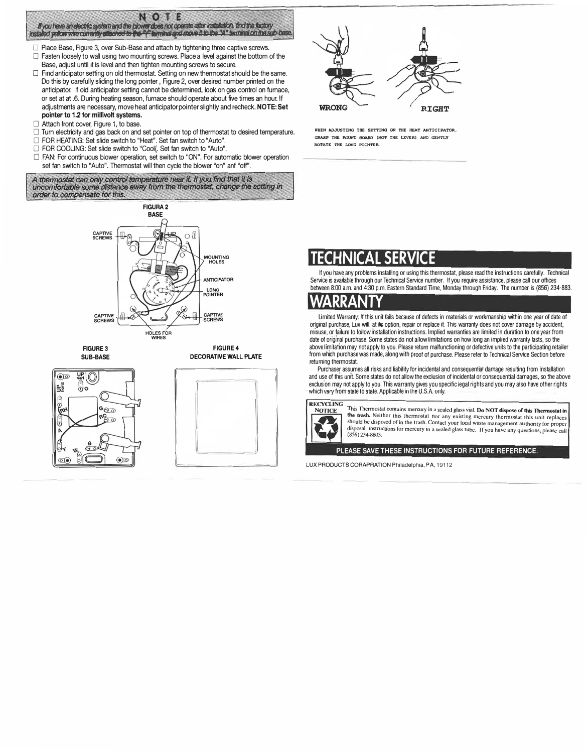# NOTE

*If you have an electric system and the blower does not operate after installation, find the factory installed yellow wire currently attached to the "Y" terminal and move it to the "A" terminal on the sub-base.*

- ☐ Place Base, Figure 3, over Sub-Base and attach by tightening three captive screws.
- ☐ Fasten loosely to wall using two mounting screws. Place a level against the bottom of the Base, adjust until it is level and then tighten mounting screws to secure.
- ☐ Find anticipator setting on old thermostat. Setting on new thermostat should be the same. Do this by carefully sliding the long pointer , Figure 2, over desired number printed on the anticipator. If old anticipator setting cannot be determined, look on gas control on furnace, or set at at .6. During heating season, furnace should operate about five times an hour. If adjustments are necessary, move heat anticipator pointer slightly and recheck. **NOTE: Set pointer to 1.2 for millivolt systems.**
- ☐ Attach front cover, Figure 1, to base.
- ☐ Turn electricity and gas back on and set pointer on top of thermostat to desired temperature.
- ☐ FOR HEATING: Set slide switch to "Heat". Set fan switch to "Auto".
- ☐ FOR COOLING: Set slide switch to "Cool{. Set fan switch to "Auto".
- ☐ FAN: For continuous blower operation, set switch to "ON". For automatic blower operation set fan switch to "Auto". Thermostat will then cycle the blower "on" anf "off".

*A thermostat can only control temperature near it. If you find that it is uncomfortable some distance away from the thermostat, change the setting in order to compensate for this.*

FIGURA 2
BASE

CAPTIVE SCREWS
UP
MOUNTING HOLES
ANTICIPATOR
LONG POINTER
CAPTIVE SCREWS
CAPTIVE SCREWS
HOLES FOR WIRES

FIGURE 3
SUB-BASE

FIGURE 4
DECORATIVE WALL PLATE

WRONG
RIGHT

WHEN ADJUSTING THE SETTING ON THE HEAT ANTICIPATOR, GRASP THE ROUND BOARD (NOT THE LEVER) AND GENTLY ROTATE THE LONG POINTER.

# TECHNICAL SERVICE

If you have any problems installing or using this thermostat, please read the instructions carefully. Technical Service is available through our Technical Service number. If you require assistance, please call our offices between 8:00 a.m. and 4:30 p.m. Eastern Standard Time, Monday through Friday. The number is (856) 234-883.

# WARRANTY

Limited Warranty: If this unit fails because of defects in materials or workmanship within one year of date of original purchase, Lux will, at its option, repair or replace it. This warranty does not cover damage by accident, misuse, or failure to follow installation instructions. Implied warranties are limited in duration to one year from date of original purchase. Some states do not allow limitations on how long an implied warranty lasts, so the above limitation may not apply to you. Please return malfunctioning or defective units to the participating retailer from which purchase was made, along with proof of purchase. Please refer to Technical Service Section before returning thermostat.

Purchaser assumes all risks and liability for incidental and consequential damage resulting from installation and use of this unit. Some states do not allow the exclusion of incidental or consequential damages, so the above exclusion may not apply to you. This warranty gives you specific legal rights and you may also have other rights which vary from state to state. Applicable in the U.S.A. only.

**RECYCLING NOTICE** This Thermostat contains mercury in a sealed glass vial. **Do NOT dispose of this Thermostat in the trash.** Neither this thermostat nor any existing mercury thermostat this unit replaces should be disposed of in the trash. Contact your local waste management authority for proper disposal instructions for mercury in a sealed glass tube. If you have any questions, please call (856) 234-8803.

**PLEASE SAVE THESE INSTRUCTIONS FOR FUTURE REFERENCE.**

LUX PRODUCTS CORAPRATION Philadelphia, PA, 19112